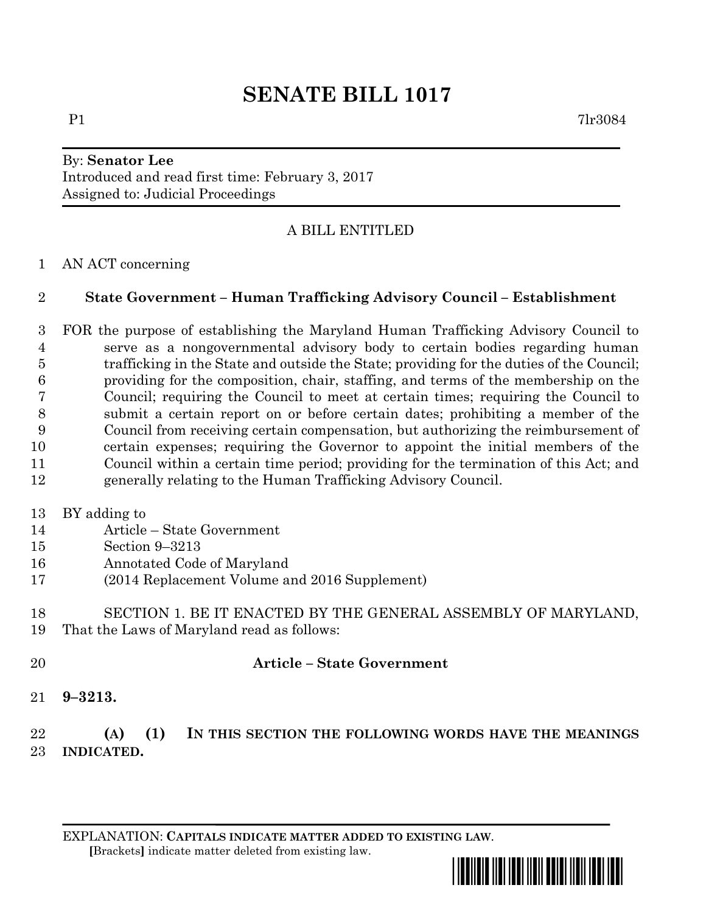# SENATE BILL 1017

P1 7lr3084

By: **Senator Lee**
Introduced and read first time: February 3, 2017
Assigned to: Judicial Proceedings

A BILL ENTITLED

1 AN ACT concerning

2 **State Government – Human Trafficking Advisory Council – Establishment**

3 FOR the purpose of establishing the Maryland Human Trafficking Advisory Council to
4 serve as a nongovernmental advisory body to certain bodies regarding human
5 trafficking in the State and outside the State; providing for the duties of the Council;
6 providing for the composition, chair, staffing, and terms of the membership on the
7 Council; requiring the Council to meet at certain times; requiring the Council to
8 submit a certain report on or before certain dates; prohibiting a member of the
9 Council from receiving certain compensation, but authorizing the reimbursement of
10 certain expenses; requiring the Governor to appoint the initial members of the
11 Council within a certain time period; providing for the termination of this Act; and
12 generally relating to the Human Trafficking Advisory Council.

13 BY adding to
14 Article – State Government
15 Section 9–3213
16 Annotated Code of Maryland
17 (2014 Replacement Volume and 2016 Supplement)

18 SECTION 1. BE IT ENACTED BY THE GENERAL ASSEMBLY OF MARYLAND,
19 That the Laws of Maryland read as follows:

20 **Article – State Government**

21 **9–3213.**

22 **(A) (1) IN THIS SECTION THE FOLLOWING WORDS HAVE THE MEANINGS**
23 **INDICATED.**

EXPLANATION: **CAPITALS INDICATE MATTER ADDED TO EXISTING LAW.**
**[**Brackets**]** indicate matter deleted from existing law.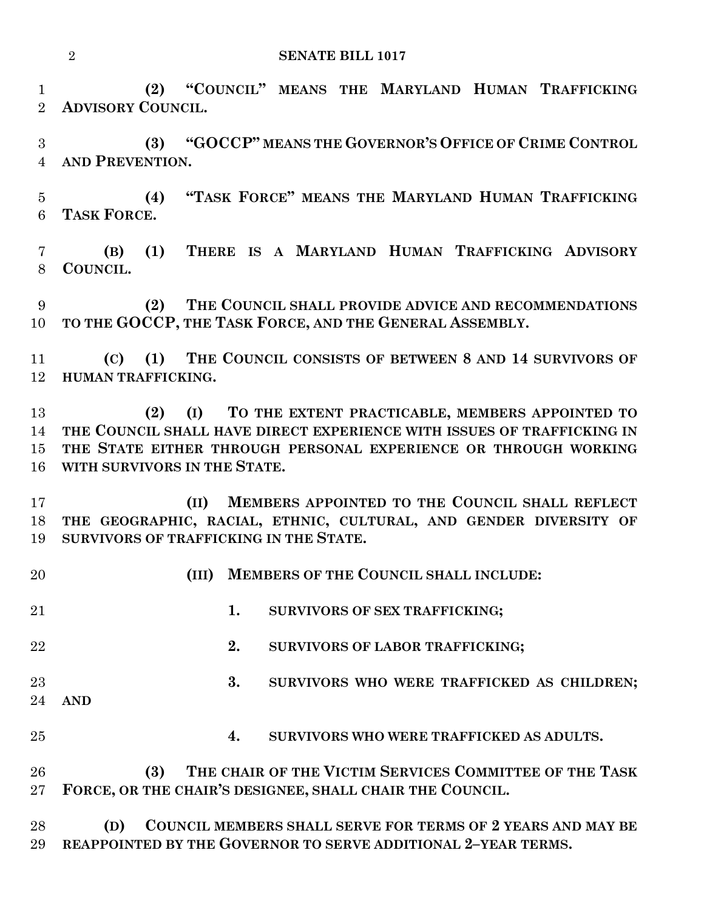**(2) "COUNCIL" MEANS THE MARYLAND HUMAN TRAFFICKING ADVISORY COUNCIL.**

**(3) "GOCCP" MEANS THE GOVERNOR'S OFFICE OF CRIME CONTROL AND PREVENTION.**

**(4) "TASK FORCE" MEANS THE MARYLAND HUMAN TRAFFICKING TASK FORCE.**

**(B) (1) THERE IS A MARYLAND HUMAN TRAFFICKING ADVISORY COUNCIL.**

**(2) THE COUNCIL SHALL PROVIDE ADVICE AND RECOMMENDATIONS TO THE GOCCP, THE TASK FORCE, AND THE GENERAL ASSEMBLY.**

**(C) (1) THE COUNCIL CONSISTS OF BETWEEN 8 AND 14 SURVIVORS OF HUMAN TRAFFICKING.**

**(2) (I) TO THE EXTENT PRACTICABLE, MEMBERS APPOINTED TO THE COUNCIL SHALL HAVE DIRECT EXPERIENCE WITH ISSUES OF TRAFFICKING IN THE STATE EITHER THROUGH PERSONAL EXPERIENCE OR THROUGH WORKING WITH SURVIVORS IN THE STATE.**

**(II) MEMBERS APPOINTED TO THE COUNCIL SHALL REFLECT THE GEOGRAPHIC, RACIAL, ETHNIC, CULTURAL, AND GENDER DIVERSITY OF SURVIVORS OF TRAFFICKING IN THE STATE.**

**(III) MEMBERS OF THE COUNCIL SHALL INCLUDE:**

**1. SURVIVORS OF SEX TRAFFICKING;**

**2. SURVIVORS OF LABOR TRAFFICKING;**

**3. SURVIVORS WHO WERE TRAFFICKED AS CHILDREN; AND**

**4. SURVIVORS WHO WERE TRAFFICKED AS ADULTS.**

**(3) THE CHAIR OF THE VICTIM SERVICES COMMITTEE OF THE TASK FORCE, OR THE CHAIR'S DESIGNEE, SHALL CHAIR THE COUNCIL.**

**(D) COUNCIL MEMBERS SHALL SERVE FOR TERMS OF 2 YEARS AND MAY BE REAPPOINTED BY THE GOVERNOR TO SERVE ADDITIONAL 2–YEAR TERMS.**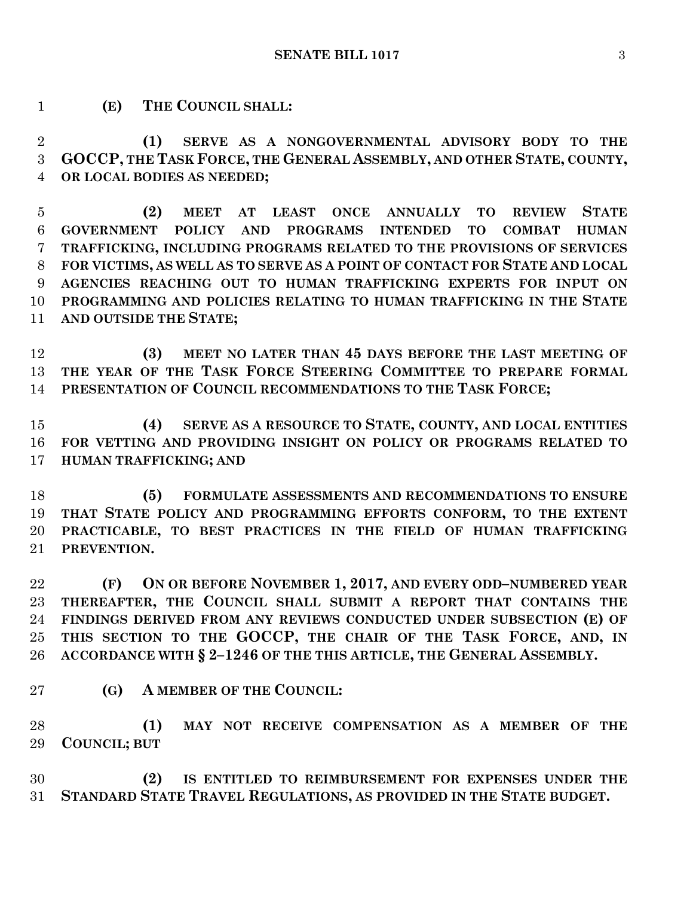**(E) THE COUNCIL SHALL:**

**(1) SERVE AS A NONGOVERNMENTAL ADVISORY BODY TO THE GOCCP, THE TASK FORCE, THE GENERAL ASSEMBLY, AND OTHER STATE, COUNTY, OR LOCAL BODIES AS NEEDED;**

**(2) MEET AT LEAST ONCE ANNUALLY TO REVIEW STATE GOVERNMENT POLICY AND PROGRAMS INTENDED TO COMBAT HUMAN TRAFFICKING, INCLUDING PROGRAMS RELATED TO THE PROVISIONS OF SERVICES FOR VICTIMS, AS WELL AS TO SERVE AS A POINT OF CONTACT FOR STATE AND LOCAL AGENCIES REACHING OUT TO HUMAN TRAFFICKING EXPERTS FOR INPUT ON PROGRAMMING AND POLICIES RELATING TO HUMAN TRAFFICKING IN THE STATE AND OUTSIDE THE STATE;**

**(3) MEET NO LATER THAN 45 DAYS BEFORE THE LAST MEETING OF THE YEAR OF THE TASK FORCE STEERING COMMITTEE TO PREPARE FORMAL PRESENTATION OF COUNCIL RECOMMENDATIONS TO THE TASK FORCE;**

**(4) SERVE AS A RESOURCE TO STATE, COUNTY, AND LOCAL ENTITIES FOR VETTING AND PROVIDING INSIGHT ON POLICY OR PROGRAMS RELATED TO HUMAN TRAFFICKING; AND**

**(5) FORMULATE ASSESSMENTS AND RECOMMENDATIONS TO ENSURE THAT STATE POLICY AND PROGRAMMING EFFORTS CONFORM, TO THE EXTENT PRACTICABLE, TO BEST PRACTICES IN THE FIELD OF HUMAN TRAFFICKING PREVENTION.**

**(F) ON OR BEFORE NOVEMBER 1, 2017, AND EVERY ODD–NUMBERED YEAR THEREAFTER, THE COUNCIL SHALL SUBMIT A REPORT THAT CONTAINS THE FINDINGS DERIVED FROM ANY REVIEWS CONDUCTED UNDER SUBSECTION (E) OF THIS SECTION TO THE GOCCP, THE CHAIR OF THE TASK FORCE, AND, IN ACCORDANCE WITH § 2–1246 OF THE THIS ARTICLE, THE GENERAL ASSEMBLY.**

**(G) A MEMBER OF THE COUNCIL:**

**(1) MAY NOT RECEIVE COMPENSATION AS A MEMBER OF THE COUNCIL; BUT**

**(2) IS ENTITLED TO REIMBURSEMENT FOR EXPENSES UNDER THE STANDARD STATE TRAVEL REGULATIONS, AS PROVIDED IN THE STATE BUDGET.**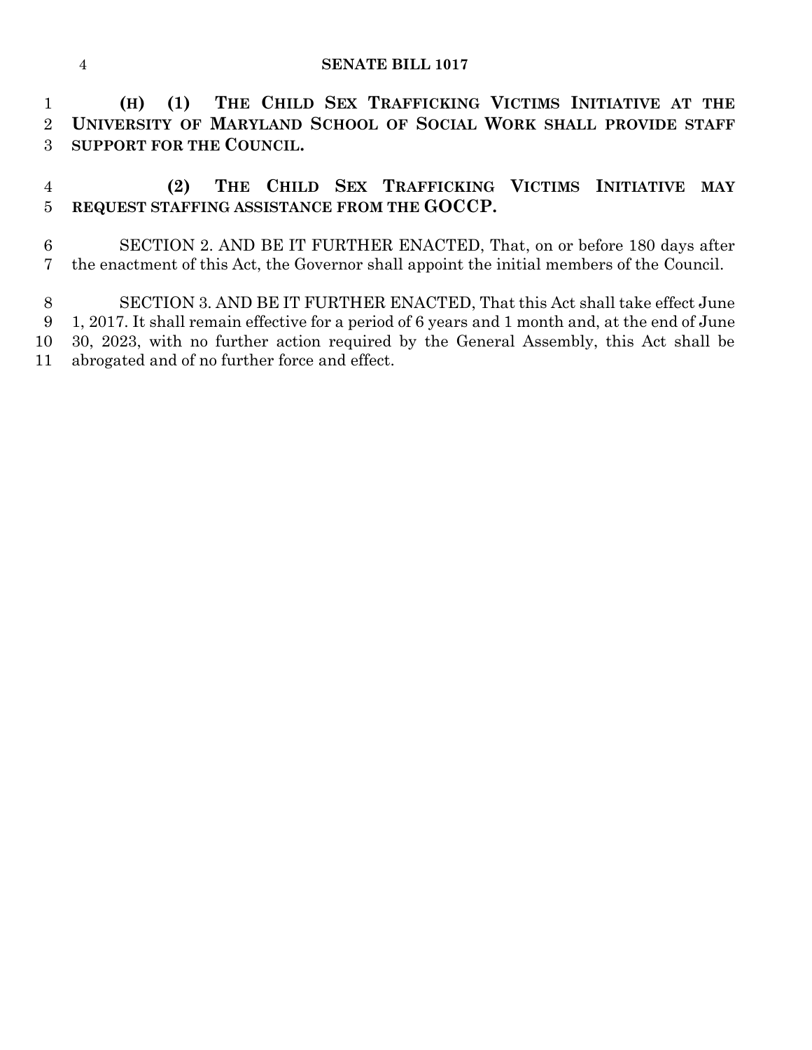**(H) (1) THE CHILD SEX TRAFFICKING VICTIMS INITIATIVE AT THE UNIVERSITY OF MARYLAND SCHOOL OF SOCIAL WORK SHALL PROVIDE STAFF SUPPORT FOR THE COUNCIL.**

**(2) THE CHILD SEX TRAFFICKING VICTIMS INITIATIVE MAY REQUEST STAFFING ASSISTANCE FROM THE GOCCP.**

SECTION 2. AND BE IT FURTHER ENACTED, That, on or before 180 days after the enactment of this Act, the Governor shall appoint the initial members of the Council.

SECTION 3. AND BE IT FURTHER ENACTED, That this Act shall take effect June 1, 2017. It shall remain effective for a period of 6 years and 1 month and, at the end of June 30, 2023, with no further action required by the General Assembly, this Act shall be abrogated and of no further force and effect.